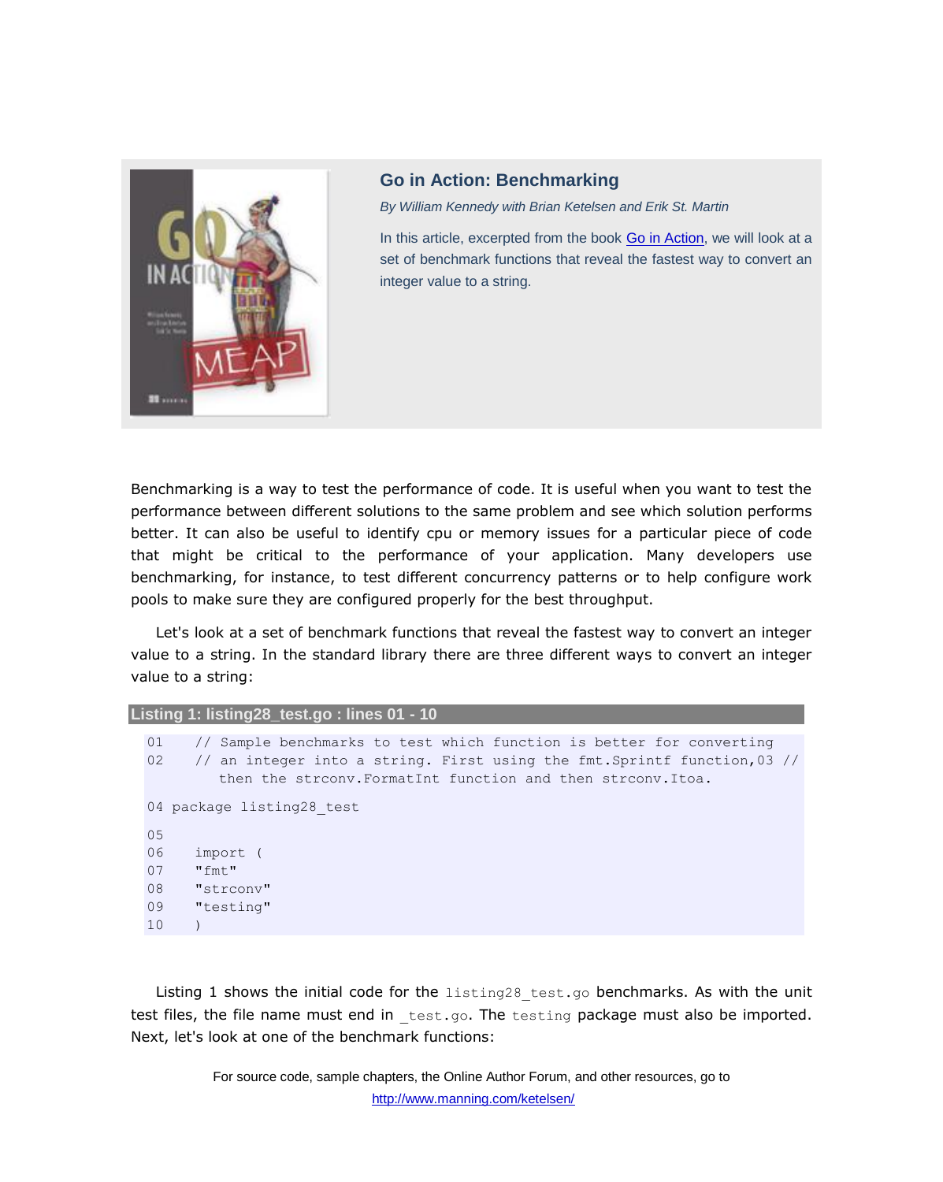## Go in Action: Benchmarking

*By William Kennedy with Brian Ketelsen and Erik St. Martin*

In this article, excerpted from the book [Go in Action](http://www.manning.com/ketelsen/), we will look at a set of benchmark functions that reveal the fastest way to convert an integer value to a string.

Benchmarking is a way to test the performance of code. It is useful when you want to test the performance between different solutions to the same problem and see which solution performs better. It can also be useful to identify cpu or memory issues for a particular piece of code that might be critical to the performance of your application. Many developers use benchmarking, for instance, to test different concurrency patterns or to help configure work pools to make sure they are configured properly for the best throughput.

Let's look at a set of benchmark functions that reveal the fastest way to convert an integer value to a string. In the standard library there are three different ways to convert an integer value to a string:

**Listing 1: listing28_test.go : lines 01 - 10**

```
01    // Sample benchmarks to test which function is better for converting
02    // an integer into a string. First using the fmt.Sprintf function,03 //
      then the strconv.FormatInt function and then strconv.Itoa.

04 package listing28_test

05
06    import (
07    "fmt"
08    "strconv"
09    "testing"
10    )
```

Listing 1 shows the initial code for the `listing28_test.go` benchmarks. As with the unit test files, the file name must end in `_test.go`. The `testing` package must also be imported. Next, let's look at one of the benchmark functions: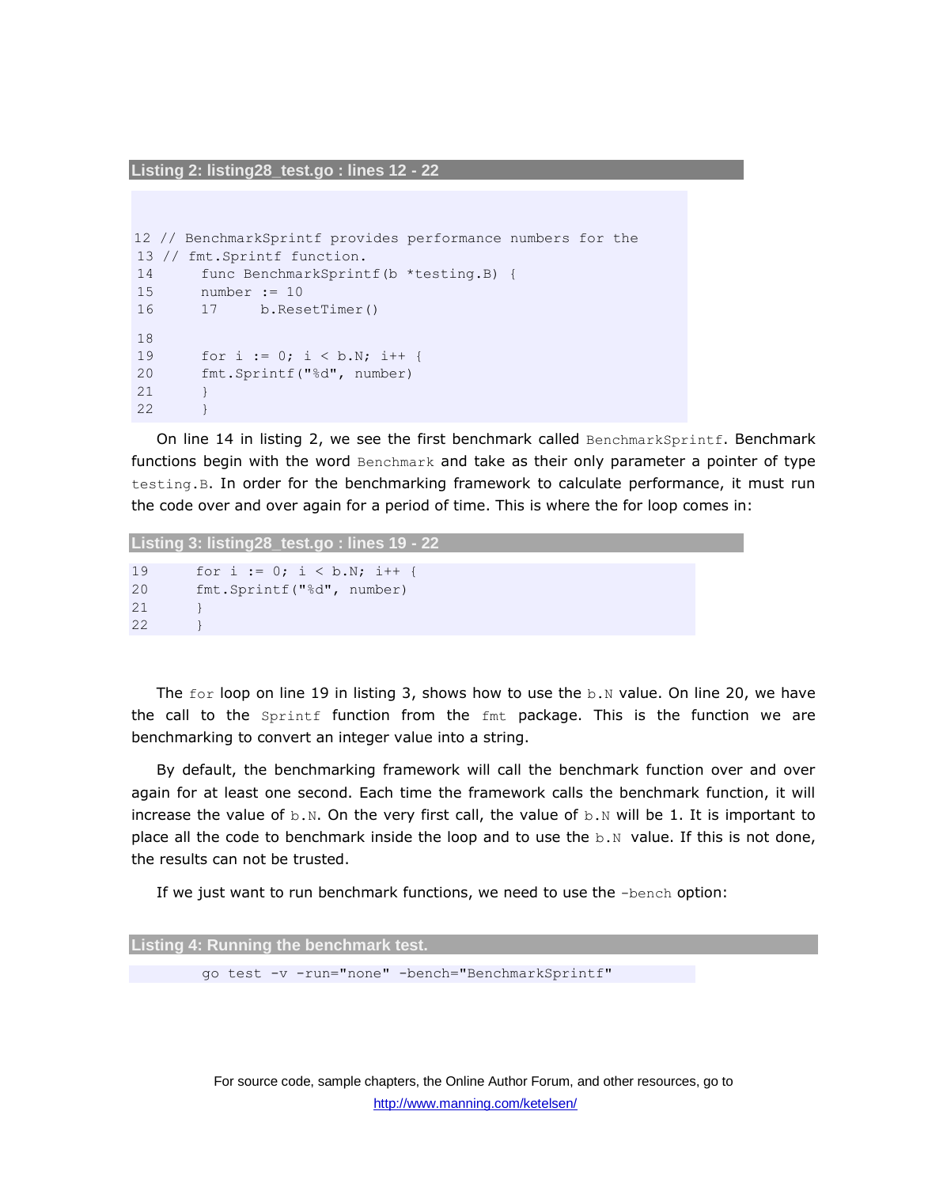**Listing 2: listing28_test.go : lines 12 - 22**

```
12 // BenchmarkSprintf provides performance numbers for the
13 // fmt.Sprintf function.
14      func BenchmarkSprintf(b *testing.B) {
15      number := 10
16      17      b.ResetTimer()

18
19      for i := 0; i < b.N; i++ {
20      fmt.Sprintf("%d", number)
21      }
22      }
```

On line 14 in listing 2, we see the first benchmark called `BenchmarkSprintf`. Benchmark functions begin with the word `Benchmark` and take as their only parameter a pointer of type `testing.B`. In order for the benchmarking framework to calculate performance, it must run the code over and over again for a period of time. This is where the for loop comes in:

**Listing 3: listing28_test.go : lines 19 - 22**

```
19      for i := 0; i < b.N; i++ {
20      fmt.Sprintf("%d", number)
21      }
22      }
```

The `for` loop on line 19 in listing 3, shows how to use the `b.N` value. On line 20, we have the call to the `Sprintf` function from the `fmt` package. This is the function we are benchmarking to convert an integer value into a string.

By default, the benchmarking framework will call the benchmark function over and over again for at least one second. Each time the framework calls the benchmark function, it will increase the value of `b.N`. On the very first call, the value of `b.N` will be 1. It is important to place all the code to benchmark inside the loop and to use the `b.N` value. If this is not done, the results can not be trusted.

If we just want to run benchmark functions, we need to use the `-bench` option:

**Listing 4: Running the benchmark test.**

```
go test -v -run="none" -bench="BenchmarkSprintf"
```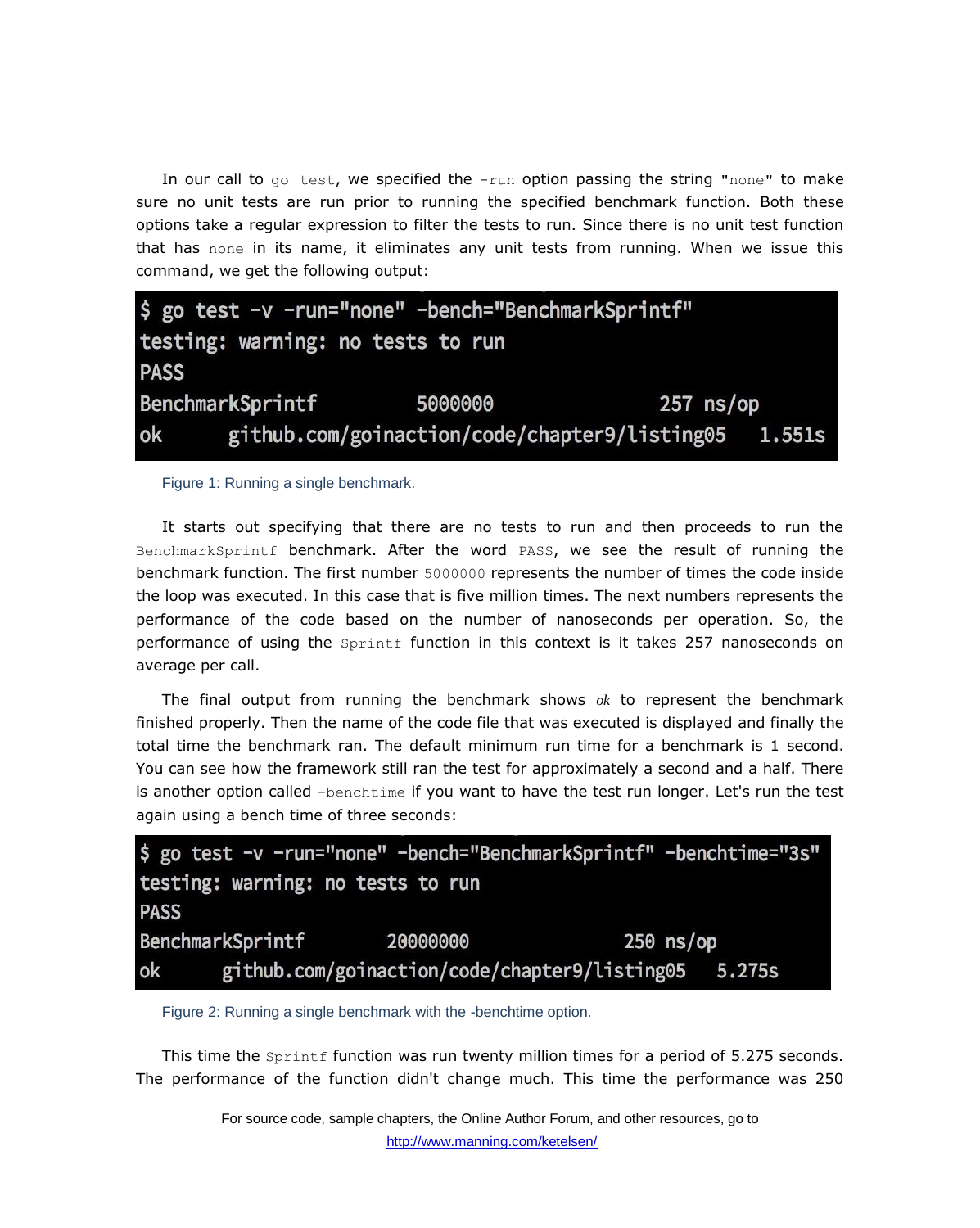In our call to `go test`, we specified the `-run` option passing the string `"none"` to make sure no unit tests are run prior to running the specified benchmark function. Both these options take a regular expression to filter the tests to run. Since there is no unit test function that has `none` in its name, it eliminates any unit tests from running. When we issue this command, we get the following output:

```
$ go test -v -run="none" -bench="BenchmarkSprintf"
testing: warning: no tests to run
PASS
BenchmarkSprintf          5000000                 257 ns/op
ok      github.com/goinaction/code/chapter9/listing05   1.551s
```

Figure 1: Running a single benchmark.

It starts out specifying that there are no tests to run and then proceeds to run the `BenchmarkSprintf` benchmark. After the word `PASS`, we see the result of running the benchmark function. The first number `5000000` represents the number of times the code inside the loop was executed. In this case that is five million times. The next numbers represents the performance of the code based on the number of nanoseconds per operation. So, the performance of using the `Sprintf` function in this context is it takes 257 nanoseconds on average per call.

The final output from running the benchmark shows *ok* to represent the benchmark finished properly. Then the name of the code file that was executed is displayed and finally the total time the benchmark ran. The default minimum run time for a benchmark is 1 second. You can see how the framework still ran the test for approximately a second and a half. There is another option called `-benchtime` if you want to have the test run longer. Let's run the test again using a bench time of three seconds:

```
$ go test -v -run="none" -bench="BenchmarkSprintf" -benchtime="3s"
testing: warning: no tests to run
PASS
BenchmarkSprintf          20000000                250 ns/op
ok      github.com/goinaction/code/chapter9/listing05   5.275s
```

Figure 2: Running a single benchmark with the -benchtime option.

This time the `Sprintf` function was run twenty million times for a period of 5.275 seconds. The performance of the function didn't change much. This time the performance was 250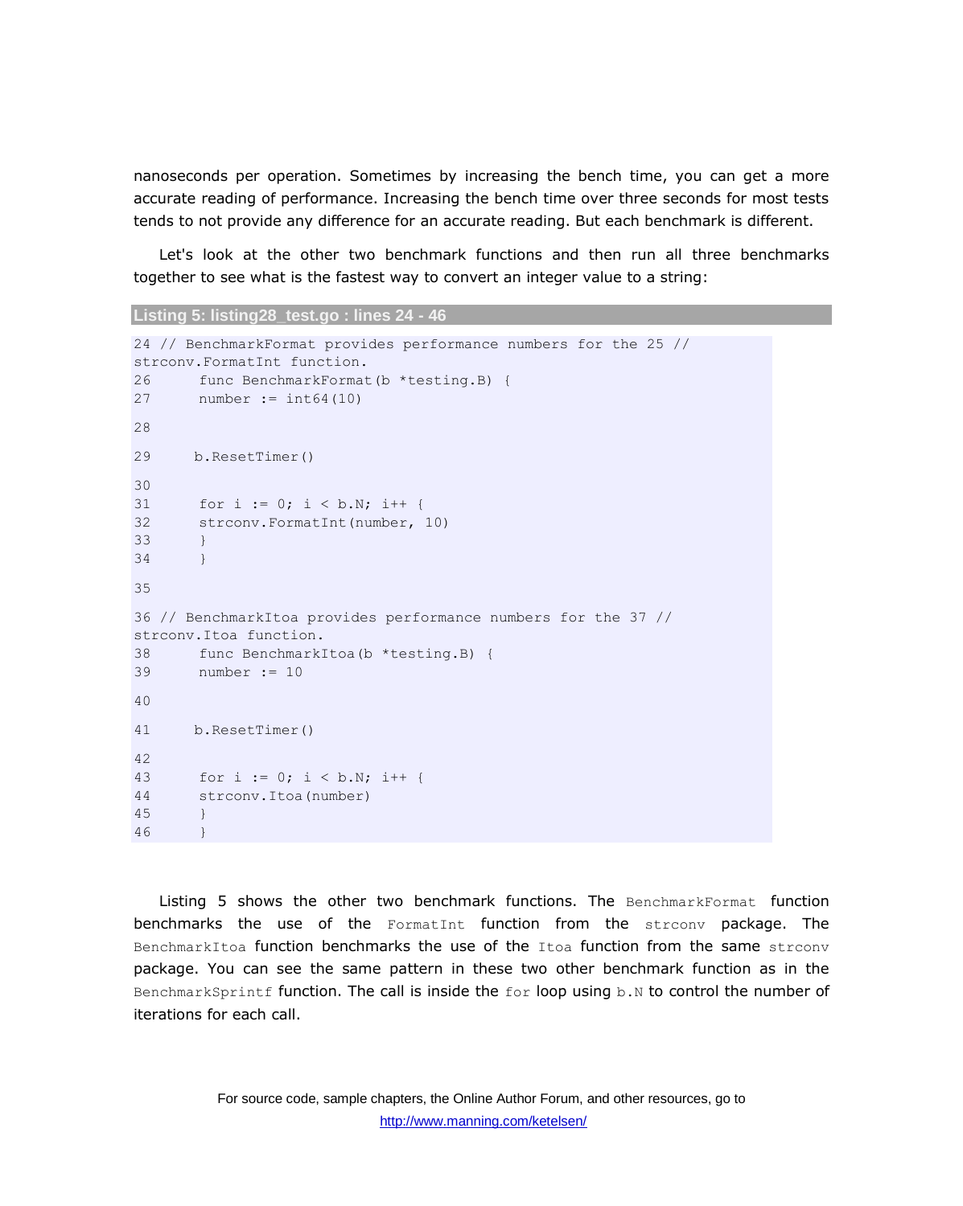nanoseconds per operation. Sometimes by increasing the bench time, you can get a more accurate reading of performance. Increasing the bench time over three seconds for most tests tends to not provide any difference for an accurate reading. But each benchmark is different.

Let's look at the other two benchmark functions and then run all three benchmarks together to see what is the fastest way to convert an integer value to a string:

**Listing 5: listing28_test.go : lines 24 - 46**

```
24 // BenchmarkFormat provides performance numbers for the 25 //
strconv.FormatInt function.
26      func BenchmarkFormat(b *testing.B) {
27      number := int64(10)

28

29     b.ResetTimer()

30
31      for i := 0; i < b.N; i++ {
32      strconv.FormatInt(number, 10)
33      }
34      }

35

36 // BenchmarkItoa provides performance numbers for the 37 //
strconv.Itoa function.
38      func BenchmarkItoa(b *testing.B) {
39      number := 10

40

41     b.ResetTimer()

42
43      for i := 0; i < b.N; i++ {
44      strconv.Itoa(number)
45      }
46      }
```

Listing 5 shows the other two benchmark functions. The `BenchmarkFormat` function benchmarks the use of the `FormatInt` function from the `strconv` package. The `BenchmarkItoa` function benchmarks the use of the `Itoa` function from the same `strconv` package. You can see the same pattern in these two other benchmark function as in the `BenchmarkSprintf` function. The call is inside the `for` loop using `b.N` to control the number of iterations for each call.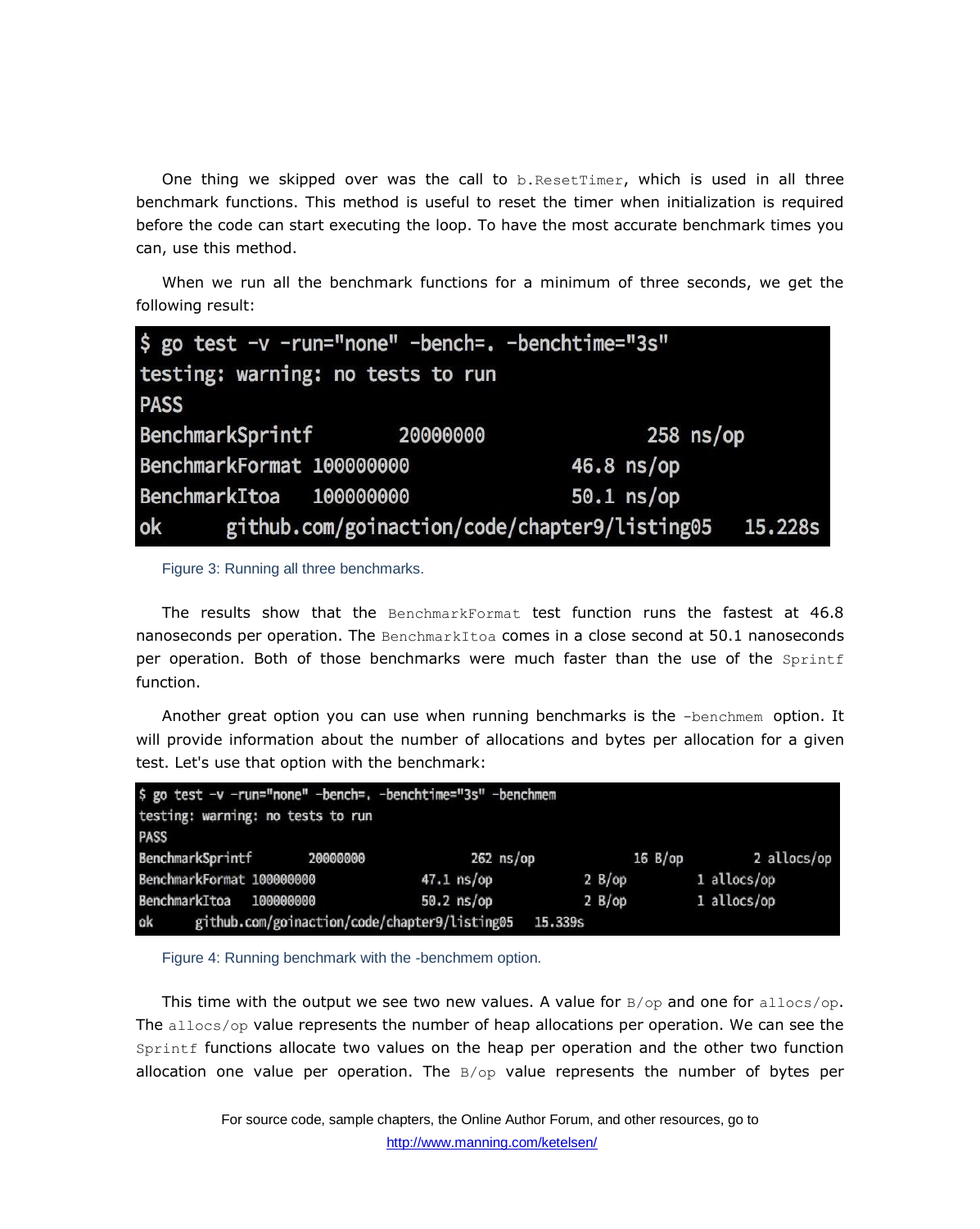One thing we skipped over was the call to `b.ResetTimer`, which is used in all three benchmark functions. This method is useful to reset the timer when initialization is required before the code can start executing the loop. To have the most accurate benchmark times you can, use this method.

When we run all the benchmark functions for a minimum of three seconds, we get the following result:

```
$ go test -v -run="none" -bench=. -benchtime="3s"
testing: warning: no tests to run
PASS
BenchmarkSprintf        20000000              258 ns/op
BenchmarkFormat 100000000             46.8 ns/op
BenchmarkItoa   100000000             50.1 ns/op
ok      github.com/goinaction/code/chapter9/listing05   15.228s
```

Figure 3: Running all three benchmarks.

The results show that the `BenchmarkFormat` test function runs the fastest at 46.8 nanoseconds per operation. The `BenchmarkItoa` comes in a close second at 50.1 nanoseconds per operation. Both of those benchmarks were much faster than the use of the `Sprintf` function.

Another great option you can use when running benchmarks is the `-benchmem` option. It will provide information about the number of allocations and bytes per allocation for a given test. Let's use that option with the benchmark:

```
$ go test -v -run="none" -bench=. -benchtime="3s" -benchmem
testing: warning: no tests to run
PASS
BenchmarkSprintf        20000000              262 ns/op            16 B/op          2 allocs/op
BenchmarkFormat 100000000             47.1 ns/op           2 B/op          1 allocs/op
BenchmarkItoa   100000000             50.2 ns/op           2 B/op          1 allocs/op
ok      github.com/goinaction/code/chapter9/listing05   15.339s
```

Figure 4: Running benchmark with the -benchmem option.

This time with the output we see two new values. A value for `B/op` and one for `allocs/op`. The `allocs/op` value represents the number of heap allocations per operation. We can see the `Sprintf` functions allocate two values on the heap per operation and the other two function allocation one value per operation. The `B/op` value represents the number of bytes per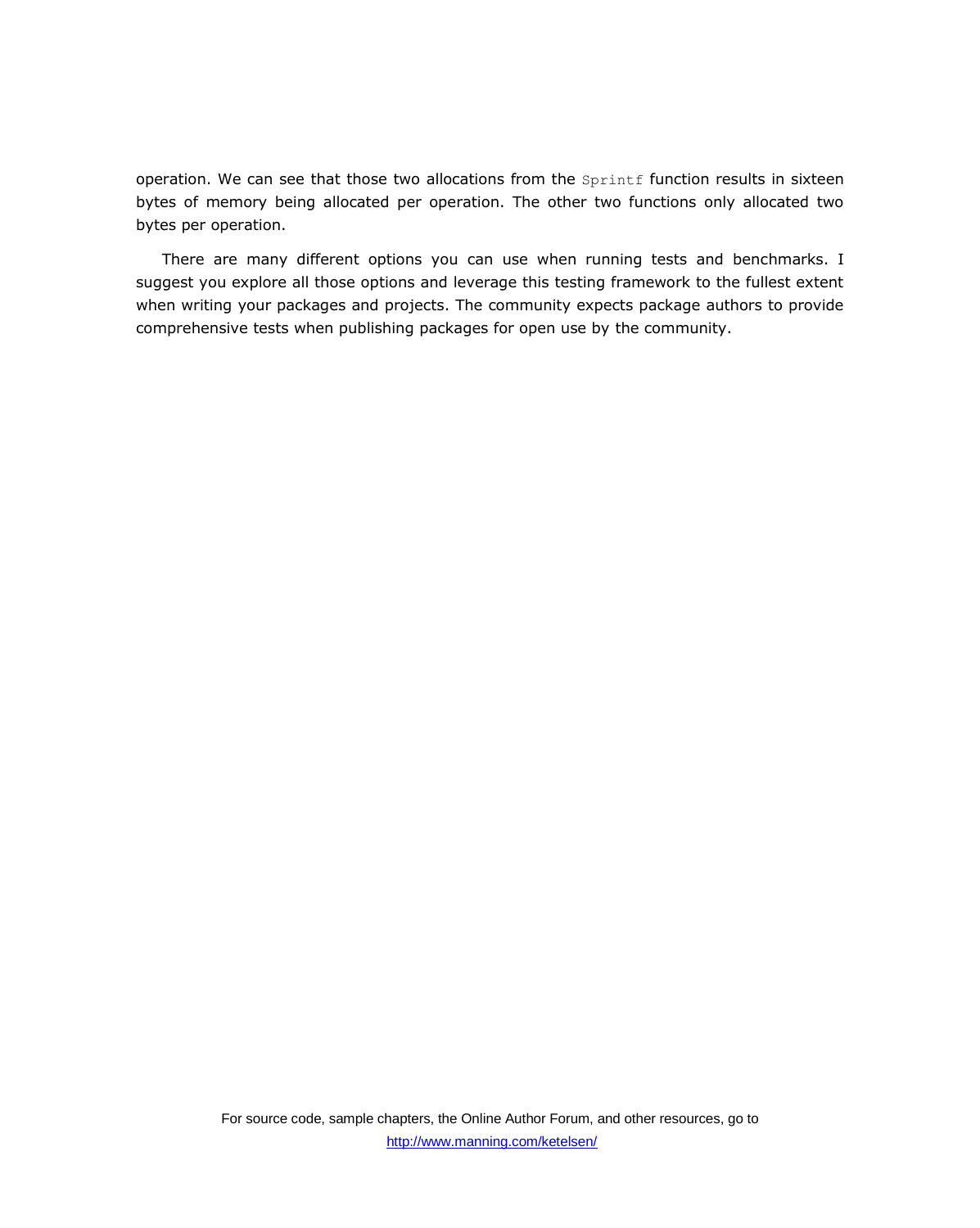operation. We can see that those two allocations from the `Sprintf` function results in sixteen bytes of memory being allocated per operation. The other two functions only allocated two bytes per operation.

There are many different options you can use when running tests and benchmarks. I suggest you explore all those options and leverage this testing framework to the fullest extent when writing your packages and projects. The community expects package authors to provide comprehensive tests when publishing packages for open use by the community.